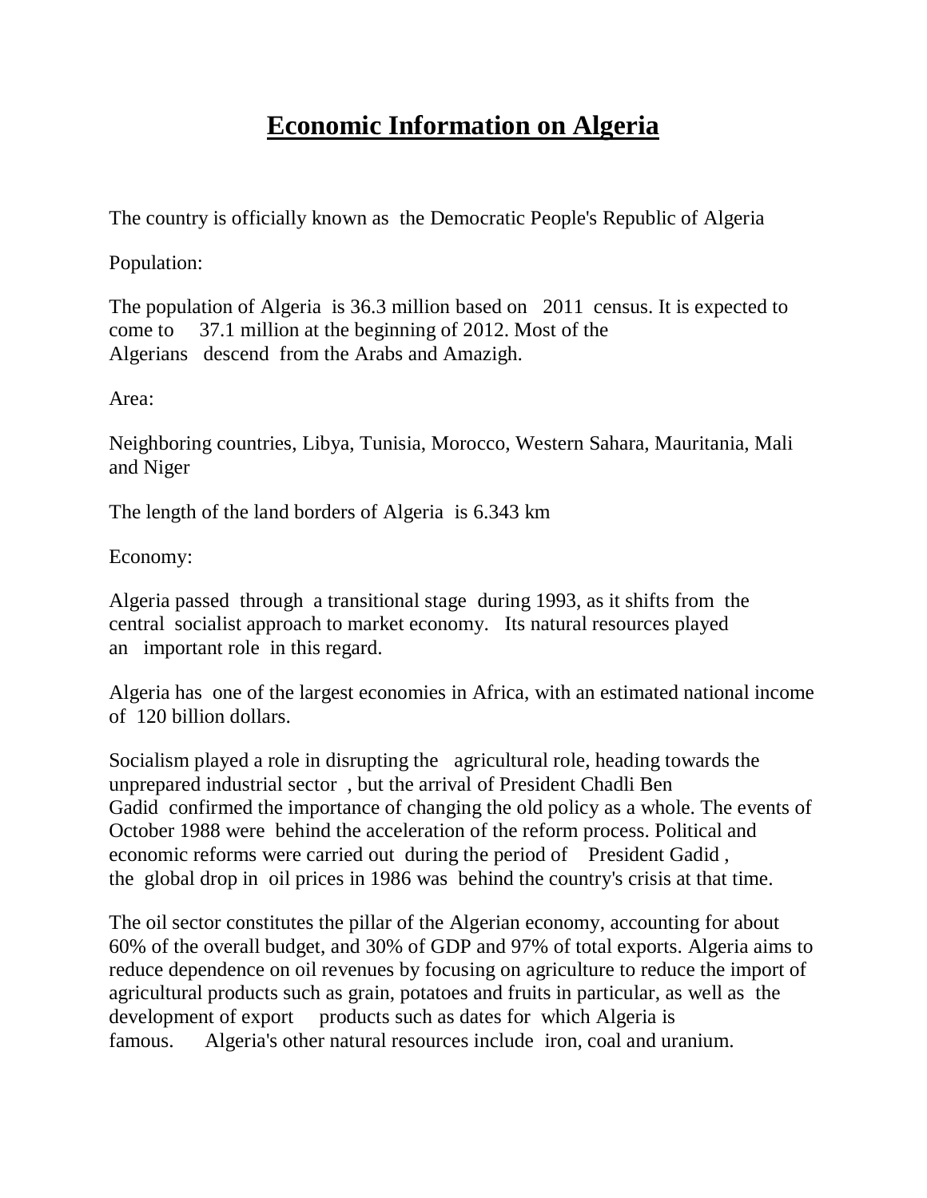# Economic Information on Algeria

The country is officially known as the Democratic People's Republic of Algeria

Population:

The population of Algeria is 36.3 million based on 2011 census. It is expected to come to 37.1 million at the beginning of 2012. Most of the Algerians descend from the Arabs and Amazigh.

Area:

Neighboring countries, Libya, Tunisia, Morocco, Western Sahara, Mauritania, Mali and Niger

The length of the land borders of Algeria is 6.343 km

Economy:

Algeria passed through a transitional stage during 1993, as it shifts from the central socialist approach to market economy. Its natural resources played an important role in this regard.

Algeria has one of the largest economies in Africa, with an estimated national income of 120 billion dollars.

Socialism played a role in disrupting the agricultural role, heading towards the unprepared industrial sector , but the arrival of President Chadli Ben Gadid confirmed the importance of changing the old policy as a whole. The events of October 1988 were behind the acceleration of the reform process. Political and economic reforms were carried out during the period of President Gadid , the global drop in oil prices in 1986 was behind the country's crisis at that time.

The oil sector constitutes the pillar of the Algerian economy, accounting for about 60% of the overall budget, and 30% of GDP and 97% of total exports. Algeria aims to reduce dependence on oil revenues by focusing on agriculture to reduce the import of agricultural products such as grain, potatoes and fruits in particular, as well as the development of export products such as dates for which Algeria is famous. Algeria's other natural resources include iron, coal and uranium.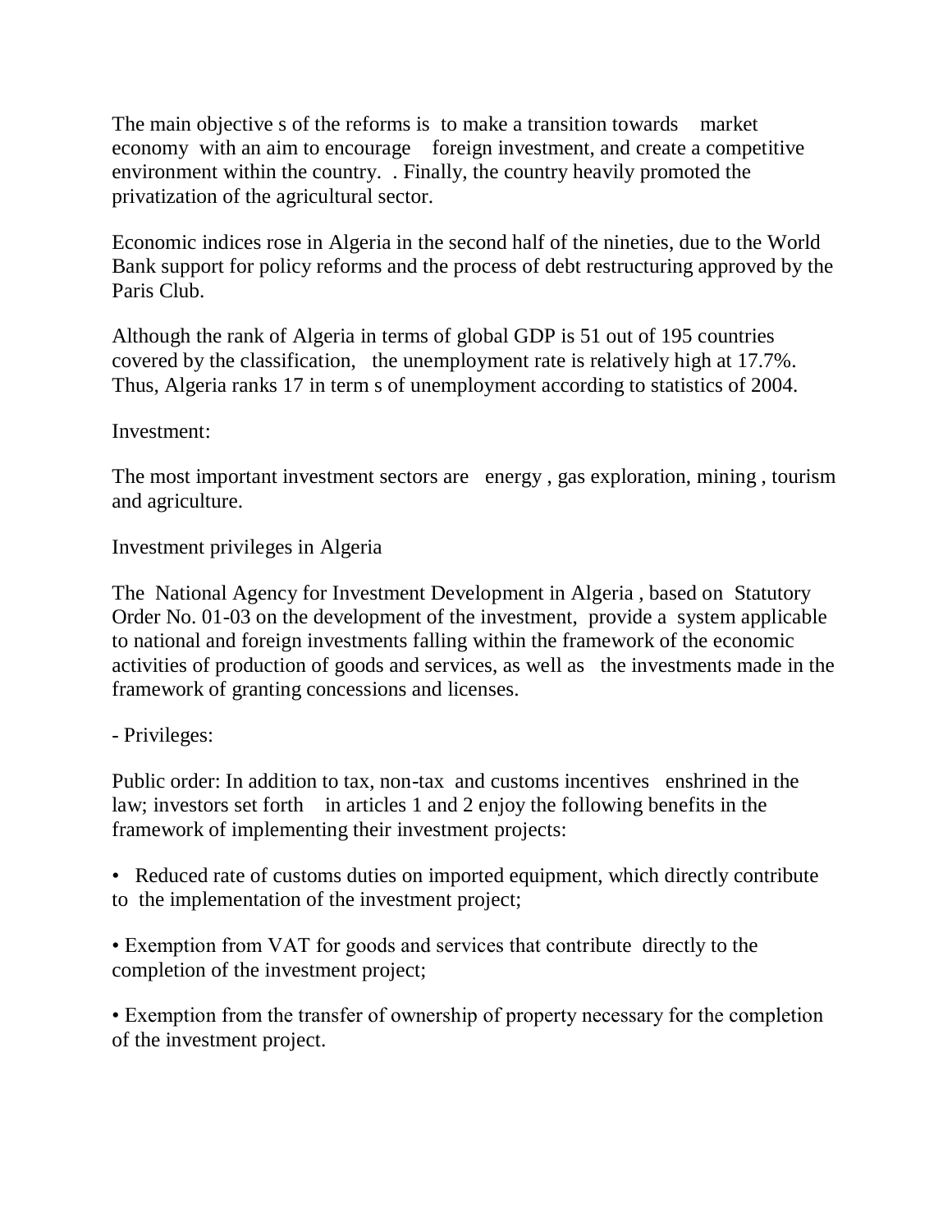The main objective s of the reforms is to make a transition towards market economy with an aim to encourage foreign investment, and create a competitive environment within the country. . Finally, the country heavily promoted the privatization of the agricultural sector.

Economic indices rose in Algeria in the second half of the nineties, due to the World Bank support for policy reforms and the process of debt restructuring approved by the Paris Club.

Although the rank of Algeria in terms of global GDP is 51 out of 195 countries covered by the classification, the unemployment rate is relatively high at 17.7%. Thus, Algeria ranks 17 in term s of unemployment according to statistics of 2004.

Investment:

The most important investment sectors are energy , gas exploration, mining , tourism and agriculture.

Investment privileges in Algeria

The National Agency for Investment Development in Algeria , based on Statutory Order No. 01-03 on the development of the investment, provide a system applicable to national and foreign investments falling within the framework of the economic activities of production of goods and services, as well as the investments made in the framework of granting concessions and licenses.

- Privileges:

Public order: In addition to tax, non-tax and customs incentives enshrined in the law; investors set forth in articles 1 and 2 enjoy the following benefits in the framework of implementing their investment projects:

- Reduced rate of customs duties on imported equipment, which directly contribute to the implementation of the investment project;
- Exemption from VAT for goods and services that contribute directly to the completion of the investment project;
- Exemption from the transfer of ownership of property necessary for the completion of the investment project.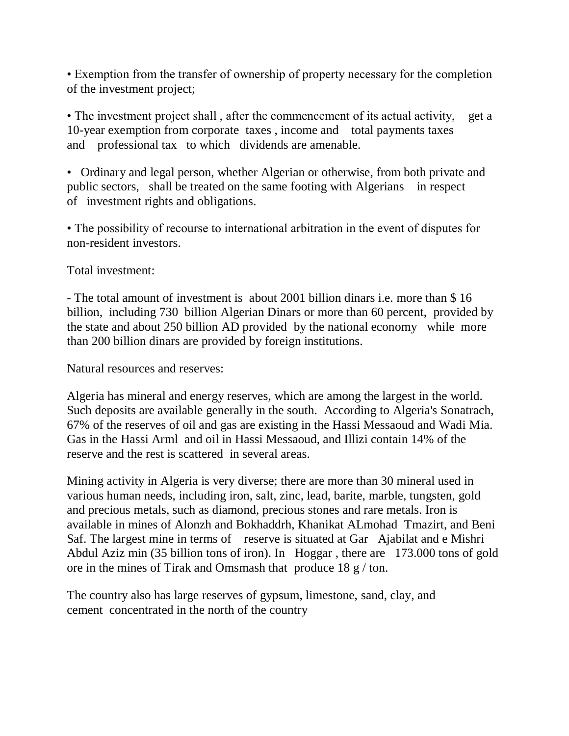• Exemption from the transfer of ownership of property necessary for the completion of the investment project;

• The investment project shall , after the commencement of its actual activity, get a 10-year exemption from corporate taxes , income and total payments taxes and professional tax to which dividends are amenable.

• Ordinary and legal person, whether Algerian or otherwise, from both private and public sectors, shall be treated on the same footing with Algerians in respect of investment rights and obligations.

• The possibility of recourse to international arbitration in the event of disputes for non-resident investors.

Total investment:

- The total amount of investment is about 2001 billion dinars i.e. more than $ 16 billion, including 730 billion Algerian Dinars or more than 60 percent, provided by the state and about 250 billion AD provided by the national economy while more than 200 billion dinars are provided by foreign institutions.

Natural resources and reserves:

Algeria has mineral and energy reserves, which are among the largest in the world. Such deposits are available generally in the south. According to Algeria's Sonatrach, 67% of the reserves of oil and gas are existing in the Hassi Messaoud and Wadi Mia. Gas in the Hassi Arml and oil in Hassi Messaoud, and Illizi contain 14% of the reserve and the rest is scattered in several areas.

Mining activity in Algeria is very diverse; there are more than 30 mineral used in various human needs, including iron, salt, zinc, lead, barite, marble, tungsten, gold and precious metals, such as diamond, precious stones and rare metals. Iron is available in mines of Alonzh and Bokhaddrh, Khanikat ALmohad Tmazirt, and Beni Saf. The largest mine in terms of reserve is situated at Gar Ajabilat and e Mishri Abdul Aziz min (35 billion tons of iron). In Hoggar , there are 173.000 tons of gold ore in the mines of Tirak and Omsmash that produce 18 g / ton.

The country also has large reserves of gypsum, limestone, sand, clay, and cement concentrated in the north of the country